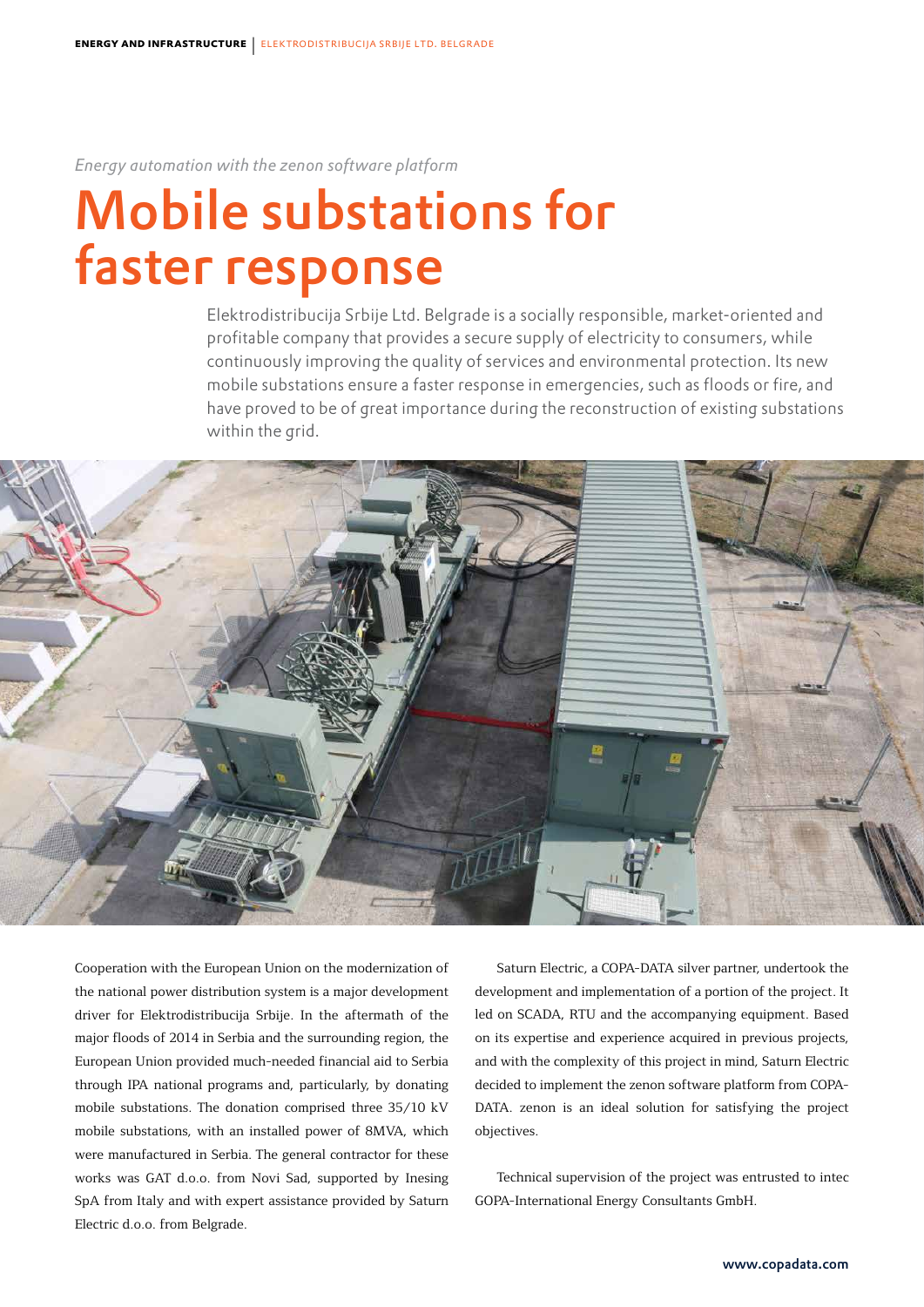*Energy automation with the zenon software platform*

# Mobile substations for faster response

Elektrodistribucija Srbije Ltd. Belgrade is a socially responsible, market-oriented and profitable company that provides a secure supply of electricity to consumers, while continuously improving the quality of services and environmental protection. Its new mobile substations ensure a faster response in emergencies, such as floods or fire, and have proved to be of great importance during the reconstruction of existing substations within the grid.

Cooperation with the European Union on the modernization of the national power distribution system is a major development driver for Elektrodistribucija Srbije. In the aftermath of the major floods of 2014 in Serbia and the surrounding region, the European Union provided much-needed financial aid to Serbia through IPA national programs and, particularly, by donating mobile substations. The donation comprised three 35/10 kV mobile substations, with an installed power of 8MVA, which were manufactured in Serbia. The general contractor for these works was GAT d.o.o. from Novi Sad, supported by Inesing SpA from Italy and with expert assistance provided by Saturn Electric d.o.o. from Belgrade.

Saturn Electric, a COPA-DATA silver partner, undertook the development and implementation of a portion of the project. It led on SCADA, RTU and the accompanying equipment. Based on its expertise and experience acquired in previous projects, and with the complexity of this project in mind, Saturn Electric decided to implement the zenon software platform from COPA-DATA. zenon is an ideal solution for satisfying the project objectives.

Technical supervision of the project was entrusted to intec GOPA-International Energy Consultants GmbH.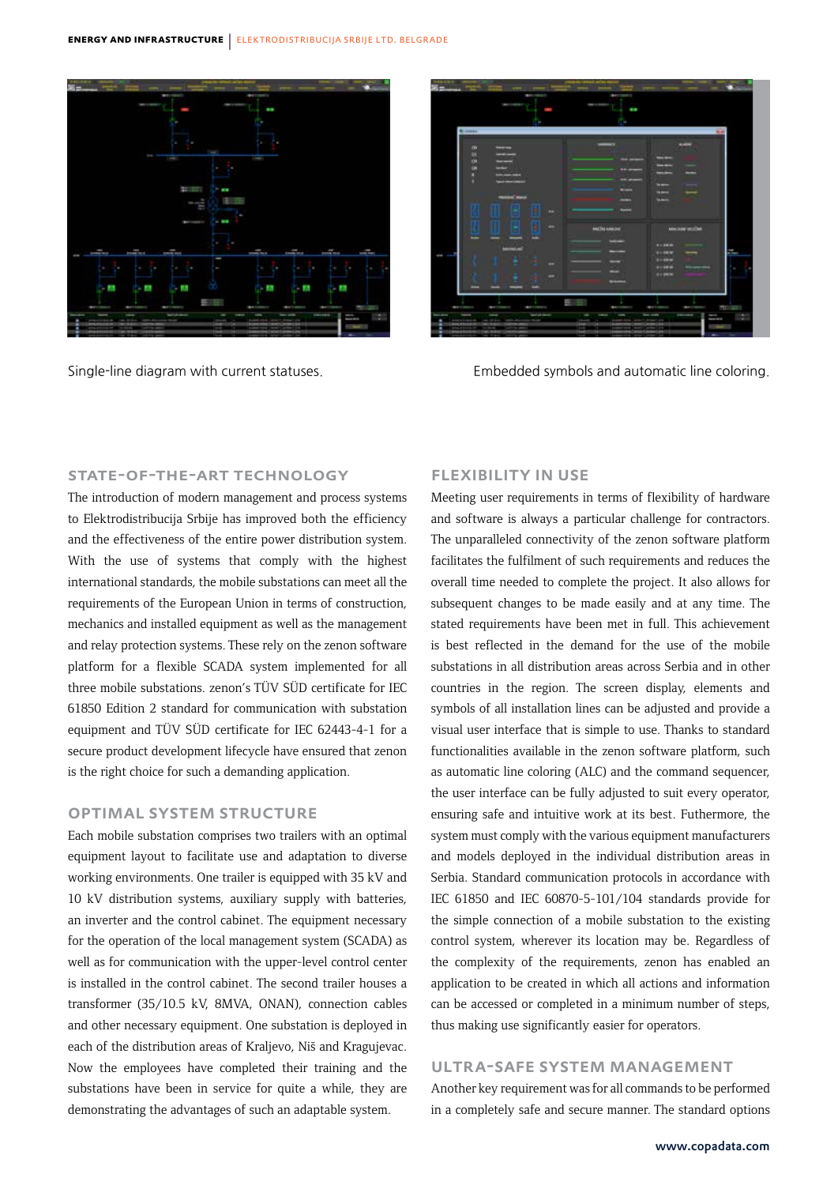Single-line diagram with current statuses.

Embedded symbols and automatic line coloring.

## STATE-OF-THE-ART TECHNOLOGY

The introduction of modern management and process systems to Elektrodistribucija Srbije has improved both the efficiency and the effectiveness of the entire power distribution system. With the use of systems that comply with the highest international standards, the mobile substations can meet all the requirements of the European Union in terms of construction, mechanics and installed equipment as well as the management and relay protection systems. These rely on the zenon software platform for a flexible SCADA system implemented for all three mobile substations. zenon's TÜV SÜD certificate for IEC 61850 Edition 2 standard for communication with substation equipment and TÜV SÜD certificate for IEC 62443-4-1 for a secure product development lifecycle have ensured that zenon is the right choice for such a demanding application.

## OPTIMAL SYSTEM STRUCTURE

Each mobile substation comprises two trailers with an optimal equipment layout to facilitate use and adaptation to diverse working environments. One trailer is equipped with 35 kV and 10 kV distribution systems, auxiliary supply with batteries, an inverter and the control cabinet. The equipment necessary for the operation of the local management system (SCADA) as well as for communication with the upper-level control center is installed in the control cabinet. The second trailer houses a transformer (35/10.5 kV, 8MVA, ONAN), connection cables and other necessary equipment. One substation is deployed in each of the distribution areas of Kraljevo, Niš and Kragujevac. Now the employees have completed their training and the substations have been in service for quite a while, they are demonstrating the advantages of such an adaptable system.

## FLEXIBILITY IN USE

Meeting user requirements in terms of flexibility of hardware and software is always a particular challenge for contractors. The unparalleled connectivity of the zenon software platform facilitates the fulfilment of such requirements and reduces the overall time needed to complete the project. It also allows for subsequent changes to be made easily and at any time. The stated requirements have been met in full. This achievement is best reflected in the demand for the use of the mobile substations in all distribution areas across Serbia and in other countries in the region. The screen display, elements and symbols of all installation lines can be adjusted and provide a visual user interface that is simple to use. Thanks to standard functionalities available in the zenon software platform, such as automatic line coloring (ALC) and the command sequencer, the user interface can be fully adjusted to suit every operator, ensuring safe and intuitive work at its best. Futhermore, the system must comply with the various equipment manufacturers and models deployed in the individual distribution areas in Serbia. Standard communication protocols in accordance with IEC 61850 and IEC 60870-5-101/104 standards provide for the simple connection of a mobile substation to the existing control system, wherever its location may be. Regardless of the complexity of the requirements, zenon has enabled an application to be created in which all actions and information can be accessed or completed in a minimum number of steps, thus making use significantly easier for operators.

## ULTRA-SAFE SYSTEM MANAGEMENT

Another key requirement was for all commands to be performed in a completely safe and secure manner. The standard options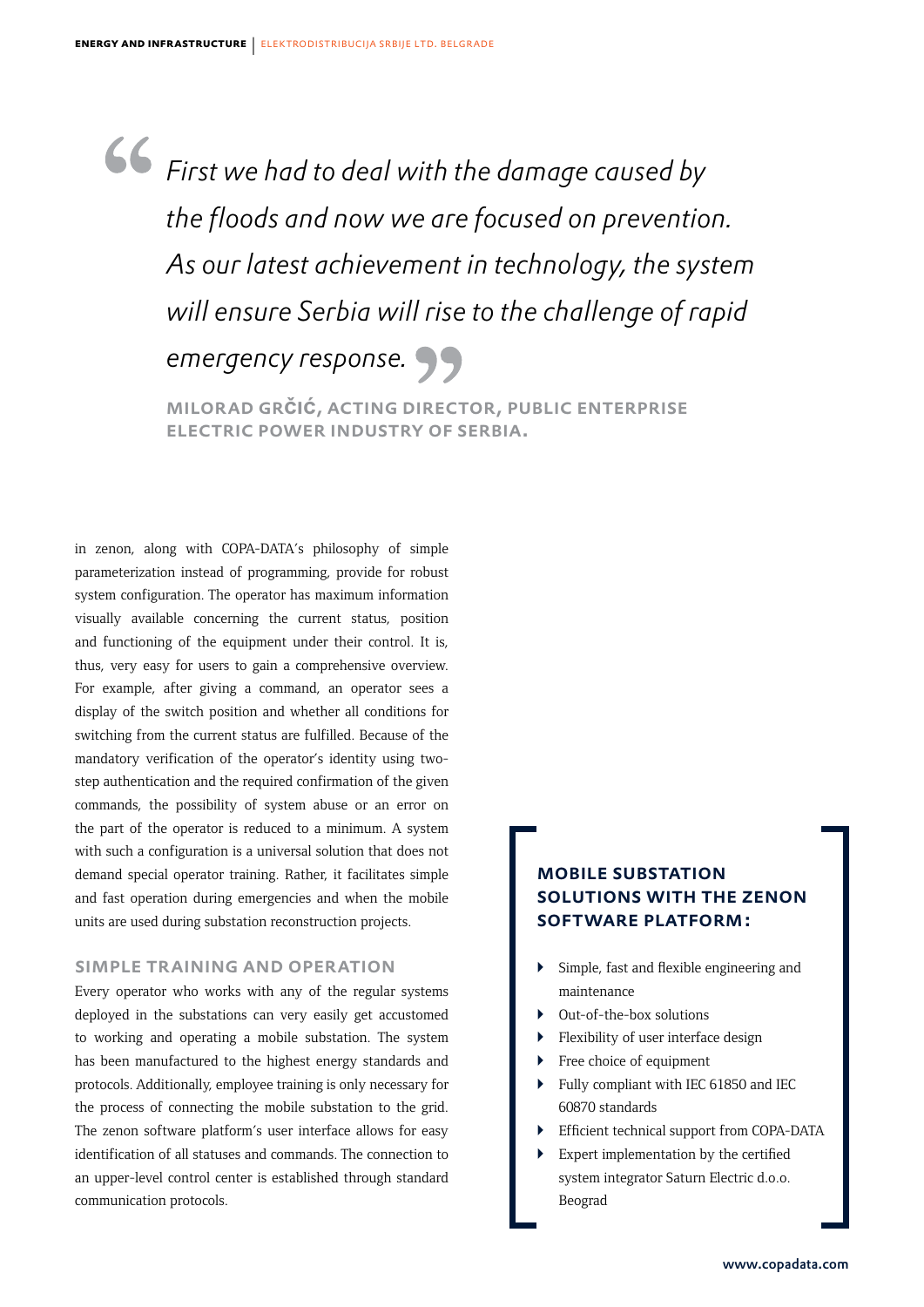> *First we had to deal with the damage caused by the floods and now we are focused on prevention. As our latest achievement in technology, the system will ensure Serbia will rise to the challenge of rapid emergency response.*
>
> **MILORAD GRČIĆ, ACTING DIRECTOR, PUBLIC ENTERPRISE ELECTRIC POWER INDUSTRY OF SERBIA.**

in zenon, along with COPA-DATA's philosophy of simple parameterization instead of programming, provide for robust system configuration. The operator has maximum information visually available concerning the current status, position and functioning of the equipment under their control. It is, thus, very easy for users to gain a comprehensive overview. For example, after giving a command, an operator sees a display of the switch position and whether all conditions for switching from the current status are fulfilled. Because of the mandatory verification of the operator's identity using two-step authentication and the required confirmation of the given commands, the possibility of system abuse or an error on the part of the operator is reduced to a minimum. A system with such a configuration is a universal solution that does not demand special operator training. Rather, it facilitates simple and fast operation during emergencies and when the mobile units are used during substation reconstruction projects.

## SIMPLE TRAINING AND OPERATION

Every operator who works with any of the regular systems deployed in the substations can very easily get accustomed to working and operating a mobile substation. The system has been manufactured to the highest energy standards and protocols. Additionally, employee training is only necessary for the process of connecting the mobile substation to the grid. The zenon software platform's user interface allows for easy identification of all statuses and commands. The connection to an upper-level control center is established through standard communication protocols.

## MOBILE SUBSTATION SOLUTIONS WITH THE ZENON SOFTWARE PLATFORM:

- Simple, fast and flexible engineering and maintenance
- Out-of-the-box solutions
- Flexibility of user interface design
- Free choice of equipment
- Fully compliant with IEC 61850 and IEC 60870 standards
- Efficient technical support from COPA-DATA
- Expert implementation by the certified system integrator Saturn Electric d.o.o. Beograd